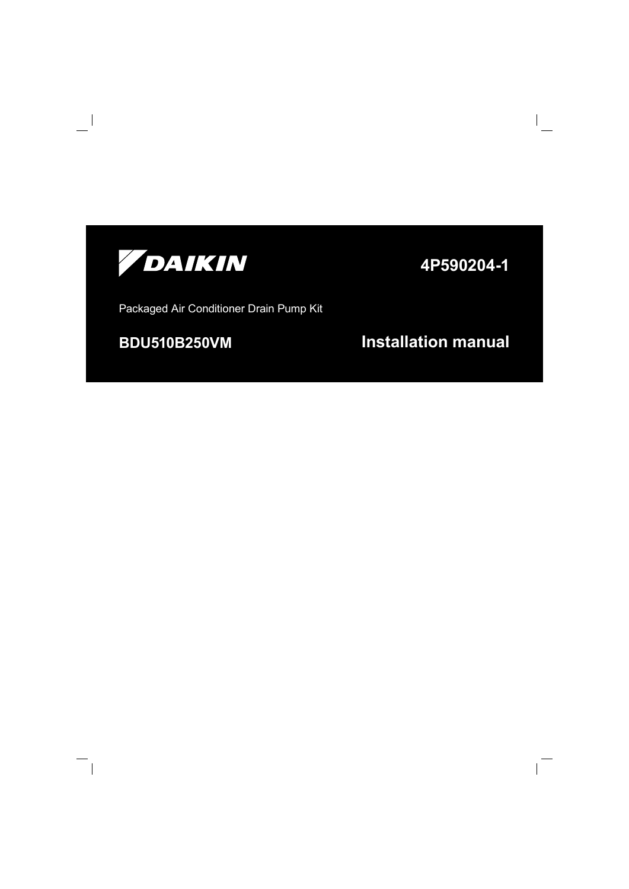DAIKIN

4P590204-1

Packaged Air Conditioner Drain Pump Kit

**BDU510B250VM**

# Installation manual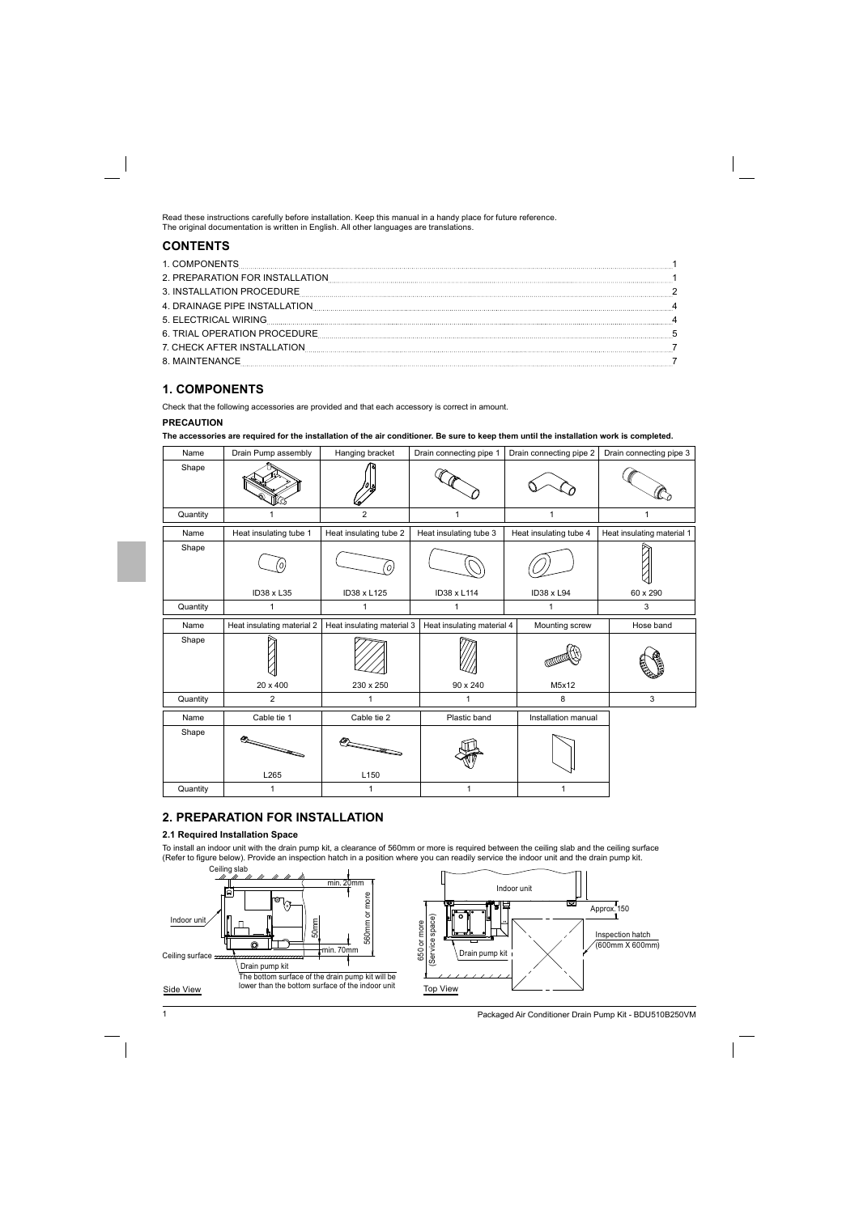Read these instructions carefully before installation. Keep this manual in a handy place for future reference.
The original documentation is written in English. All other languages are translations.

## CONTENTS

1. COMPONENTS ..... 1
2. PREPARATION FOR INSTALLATION ..... 1
3. INSTALLATION PROCEDURE ..... 2
4. DRAINAGE PIPE INSTALLATION ..... 4
5. ELECTRICAL WIRING ..... 4
6. TRIAL OPERATION PROCEDURE ..... 5
7. CHECK AFTER INSTALLATION ..... 7
8. MAINTENANCE ..... 7

## 1. COMPONENTS

Check that the following accessories are provided and that each accessory is correct in amount.

### PRECAUTION

**The accessories are required for the installation of the air conditioner. Be sure to keep them until the installation work is completed.**

| Name | Drain Pump assembly | Hanging bracket | Drain connecting pipe 1 | Drain connecting pipe 2 | Drain connecting pipe 3 |
|---|---|---|---|---|---|
| Shape | | | | | |
| Quantity | 1 | 2 | 1 | 1 | 1 |

| Name | Heat insulating tube 1 | Heat insulating tube 2 | Heat insulating tube 3 | Heat insulating tube 4 | Heat insulating material 1 |
|---|---|---|---|---|---|
| Shape | ID38 x L35 | ID38 x L125 | ID38 x L114 | ID38 x L94 | 60 x 290 |
| Quantity | 1 | 1 | 1 | 1 | 3 |

| Name | Heat insulating material 2 | Heat insulating material 3 | Heat insulating material 4 | Mounting screw | Hose band |
|---|---|---|---|---|---|
| Shape | 20 x 400 | 230 x 250 | 90 x 240 | M5x12 | |
| Quantity | 2 | 1 | 1 | 8 | 3 |

| Name | Cable tie 1 | Cable tie 2 | Plastic band | Installation manual |
|---|---|---|---|---|
| Shape | L265 | L150 | | |
| Quantity | 1 | 1 | 1 | 1 |

## 2. PREPARATION FOR INSTALLATION

### 2.1 Required Installation Space

To install an indoor unit with the drain pump kit, a clearance of 560mm or more is required between the ceiling slab and the ceiling surface (Refer to figure below). Provide an inspection hatch in a position where you can readily service the indoor unit and the drain pump kit.

Side View: Ceiling slab; min. 20mm; 560mm or more; 50mm; min. 70mm; Indoor unit; Ceiling surface; Drain pump kit. The bottom surface of the drain pump kit will be lower than the bottom surface of the indoor unit

Top View: Indoor unit; Approx. 150; 650 or more (Service space); Drain pump kit; Inspection hatch (600mm X 600mm)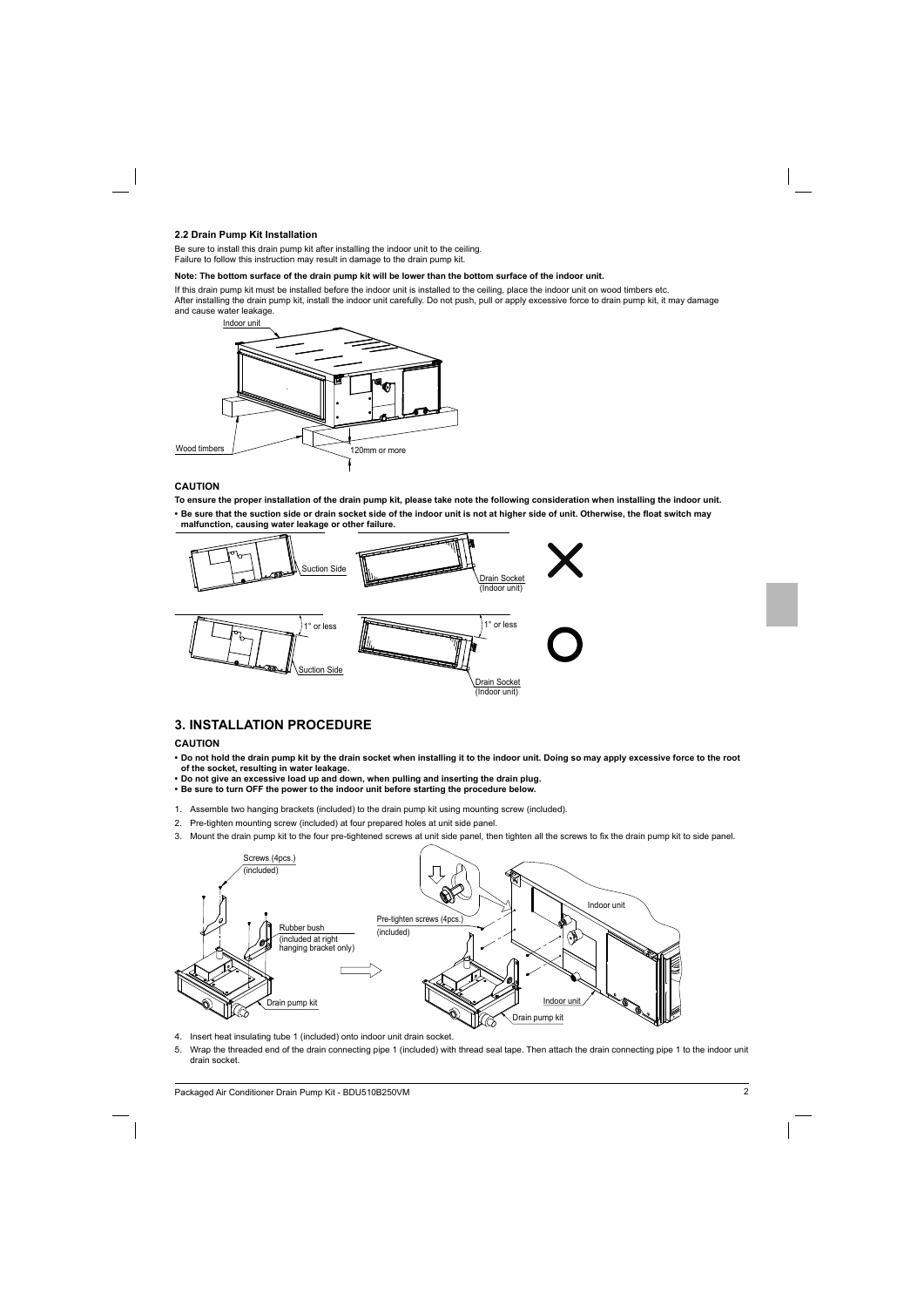### 2.2 Drain Pump Kit Installation

Be sure to install this drain pump kit after installing the indoor unit to the ceiling.
Failure to follow this instruction may result in damage to the drain pump kit.

**Note: The bottom surface of the drain pump kit will be lower than the bottom surface of the indoor unit.**

If this drain pump kit must be installed before the indoor unit is installed to the ceiling, place the indoor unit on wood timbers etc.
After installing the drain pump kit, install the indoor unit carefully. Do not push, pull or apply excessive force to drain pump kit, it may damage and cause water leakage.

Indoor unit

Wood timbers

120mm or more

**CAUTION**

**To ensure the proper installation of the drain pump kit, please take note the following consideration when installing the indoor unit.**

- **Be sure that the suction side or drain socket side of the indoor unit is not at higher side of unit. Otherwise, the float switch may malfunction, causing water leakage or other failure.**

Suction Side — Drain Socket (Indoor unit) — ✕

1° or less — Suction Side — 1° or less — Drain Socket (Indoor unit) — ○

## 3. INSTALLATION PROCEDURE

**CAUTION**

- **Do not hold the drain pump kit by the drain socket when installing it to the indoor unit. Doing so may apply excessive force to the root of the socket, resulting in water leakage.**
- **Do not give an excessive load up and down, when pulling and inserting the drain plug.**
- **Be sure to turn OFF the power to the indoor unit before starting the procedure below.**

1. Assemble two hanging brackets (included) to the drain pump kit using mounting screw (included).
2. Pre-tighten mounting screw (included) at four prepared holes at unit side panel.
3. Mount the drain pump kit to the four pre-tightened screws at unit side panel, then tighten all the screws to fix the drain pump kit to side panel.

Screws (4pcs.) (included)

Rubber bush (included at right hanging bracket only)

Drain pump kit

Pre-tighten screws (4pcs.) (included)

Indoor unit

Indoor unit

Drain pump kit

4. Insert heat insulating tube 1 (included) onto indoor unit drain socket.
5. Wrap the threaded end of the drain connecting pipe 1 (included) with thread seal tape. Then attach the drain connecting pipe 1 to the indoor unit drain socket.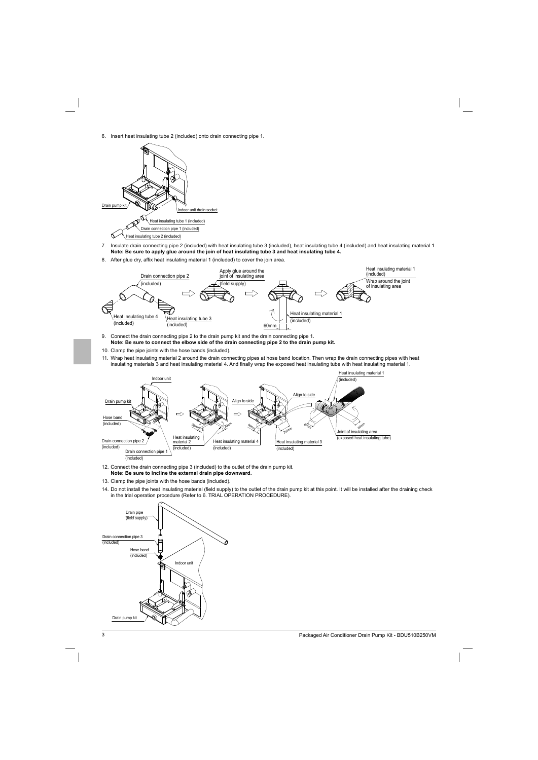6. Insert heat insulating tube 2 (included) onto drain connecting pipe 1.

7. Insulate drain connecting pipe 2 (included) with heat insulating tube 3 (included), heat insulating tube 4 (included) and heat insulating material 1.
   **Note: Be sure to apply glue around the join of heat insulating tube 3 and heat insulating tube 4.**

8. After glue dry, affix heat insulating material 1 (included) to cover the join area.

9. Connect the drain connecting pipe 2 to the drain pump kit and the drain connecting pipe 1.
   **Note: Be sure to connect the elbow side of the drain connecting pipe 2 to the drain pump kit.**

10. Clamp the pipe joints with the hose bands (included).

11. Wrap heat insulating material 2 around the drain connecting pipes at hose band location. Then wrap the drain connecting pipes with heat insulating materials 3 and heat insulating material 4. And finally wrap the exposed heat insulating tube with heat insulating material 1.

12. Connect the drain connecting pipe 3 (included) to the outlet of the drain pump kit.
    **Note: Be sure to incline the external drain pipe downward.**

13. Clamp the pipe joints with the hose bands (included).

14. Do not install the heat insulating material (field supply) to the outlet of the drain pump kit at this point. It will be installed after the draining check in the trial operation procedure (Refer to 6. TRIAL OPERATION PROCEDURE).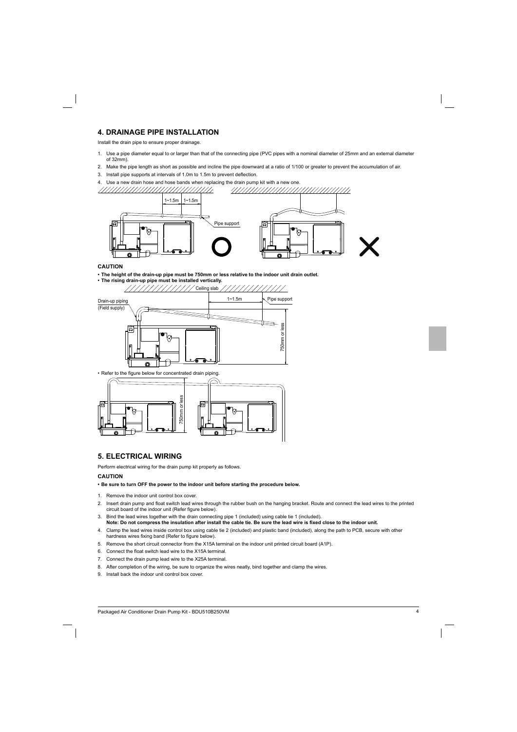## 4. DRAINAGE PIPE INSTALLATION

Install the drain pipe to ensure proper drainage.

1. Use a pipe diameter equal to or larger than that of the connecting pipe (PVC pipes with a nominal diameter of 25mm and an external diameter of 32mm).
2. Make the pipe length as short as possible and incline the pipe downward at a ratio of 1/100 or greater to prevent the accumulation of air.
3. Install pipe supports at intervals of 1.0m to 1.5m to prevent deflection.
4. Use a new drain hose and hose bands when replacing the drain pump kit with a new one.

1~1.5m 1~1.5m

Pipe support

### CAUTION

- **The height of the drain-up pipe must be 750mm or less relative to the indoor unit drain outlet.**
- **The rising drain-up pipe must be installed vertically.**

Ceiling slab

Drain-up piping (Field supply)

1~1.5m

Pipe support

750mm or less

- Refer to the figure below for concentrated drain piping.

750mm or less

## 5. ELECTRICAL WIRING

Perform electrical wiring for the drain pump kit properly as follows.

### CAUTION

- **Be sure to turn OFF the power to the indoor unit before starting the procedure below.**

1. Remove the indoor unit control box cover.
2. Insert drain pump and float switch lead wires through the rubber bush on the hanging bracket. Route and connect the lead wires to the printed circuit board of the indoor unit (Refer figure below).
3. Bind the lead wires together with the drain connecting pipe 1 (included) using cable tie 1 (included).
   **Note: Do not compress the insulation after install the cable tie. Be sure the lead wire is fixed close to the indoor unit.**
4. Clamp the lead wires inside control box using cable tie 2 (included) and plastic band (included), along the path to PCB, secure with other hardness wires fixing band (Refer to figure below).
5. Remove the short circuit connector from the X15A terminal on the indoor unit printed circuit board (A1P).
6. Connect the float switch lead wire to the X15A terminal.
7. Connect the drain pump lead wire to the X25A terminal.
8. After completion of the wiring, be sure to organize the wires neatly, bind together and clamp the wires.
9. Install back the indoor unit control box cover.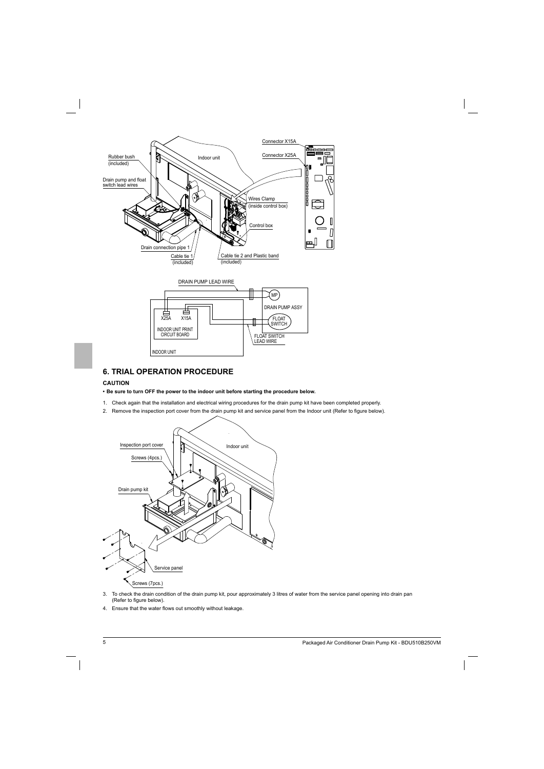Rubber bush (included)

Drain pump and float switch lead wires

Indoor unit

Connector X15A

Connector X25A

Wires Clamp (inside control box)

Control box

Drain connection pipe 1

Cable tie 1 (included)

Cable tie 2 and Plastic band (included)

DRAIN PUMP LEAD WIRE

MP

DRAIN PUMP ASSY

X25A X15A

FLOAT SWITCH

INDOOR UNIT PRINT CIRCUIT BOARD

FLOAT SWITCH LEAD WIRE

INDOOR UNIT

## 6. TRIAL OPERATION PROCEDURE

### CAUTION

- **Be sure to turn OFF the power to the indoor unit before starting the procedure below.**

1. Check again that the installation and electrical wiring procedures for the drain pump kit have been completed properly.
2. Remove the inspection port cover from the drain pump kit and service panel from the Indoor unit (Refer to figure below).

Inspection port cover

Screws (4pcs.)

Indoor unit

Drain pump kit

Service panel

Screws (7pcs.)

3. To check the drain condition of the drain pump kit, pour approximately 3 litres of water from the service panel opening into drain pan (Refer to figure below).
4. Ensure that the water flows out smoothly without leakage.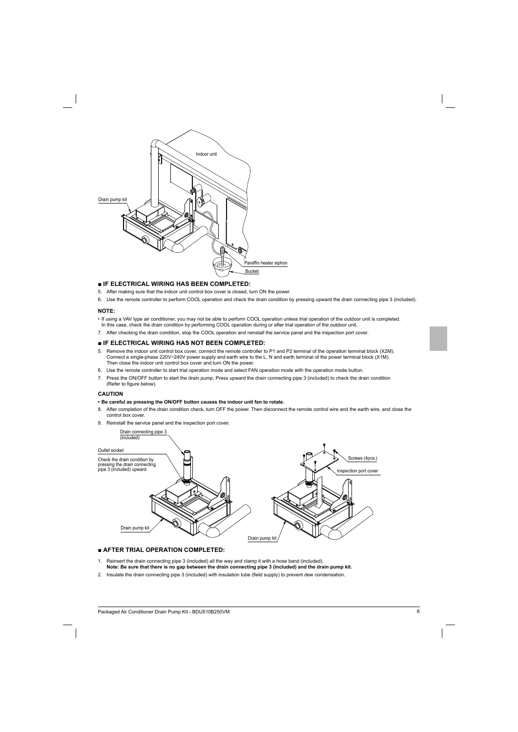Indoor unit

Drain pump kit

Paraffin heater siphon

Bucket

## ■ IF ELECTRICAL WIRING HAS BEEN COMPLETED:

5. After making sure that the indoor unit control box cover is closed, turn ON the power.
6. Use the remote controller to perform COOL operation and check the drain condition by pressing upward the drain connecting pipe 3 (included).

### NOTE:

- If using a VAV type air conditioner, you may not be able to perform COOL operation unless trial operation of the outdoor unit is completed. In this case, check the drain condition by performing COOL operation during or after trial operation of the outdoor unit.

7. After checking the drain condition, stop the COOL operation and reinstall the service panel and the inspection port cover.

## ■ IF ELECTRICAL WIRING HAS NOT BEEN COMPLETED:

5. Remove the indoor unit control box cover, connect the remote controller to P1 and P2 terminal of the operation terminal block (X2M). Connect a single-phase 220V~240V power supply and earth wire to the L, N and earth terminal of the power terminal block (X1M). Then close the indoor unit control box cover and turn ON the power.
6. Use the remote controller to start trial operation mode and select FAN operation mode with the operation mode button.
7. Press the ON/OFF button to start the drain pump. Press upward the drain connecting pipe 3 (included) to check the drain condition (Refer to figure below).

### CAUTION

- **Be careful as pressing the ON/OFF button causes the indoor unit fan to rotate.**

8. After completion of the drain condition check, turn OFF the power. Then disconnect the remote control wire and the earth wire, and close the control box cover.
9. Reinstall the service panel and the inspection port cover.

Drain connecting pipe 3 (included)

Outlet socket

Check the drain condition by pressing the drain connecting pipe 3 (included) upward

Drain pump kit

Screws (4pcs.)

Inspection port cover

Drain pump kit

## ■ AFTER TRIAL OPERATION COMPLETED:

1. Reinsert the drain connecting pipe 3 (included) all the way and clamp it with a hose band (included).
   **Note: Be sure that there is no gap between the drain connecting pipe 3 (included) and the drain pump kit.**
2. Insulate the drain connecting pipe 3 (included) with insulation tube (field supply) to prevent dew condensation.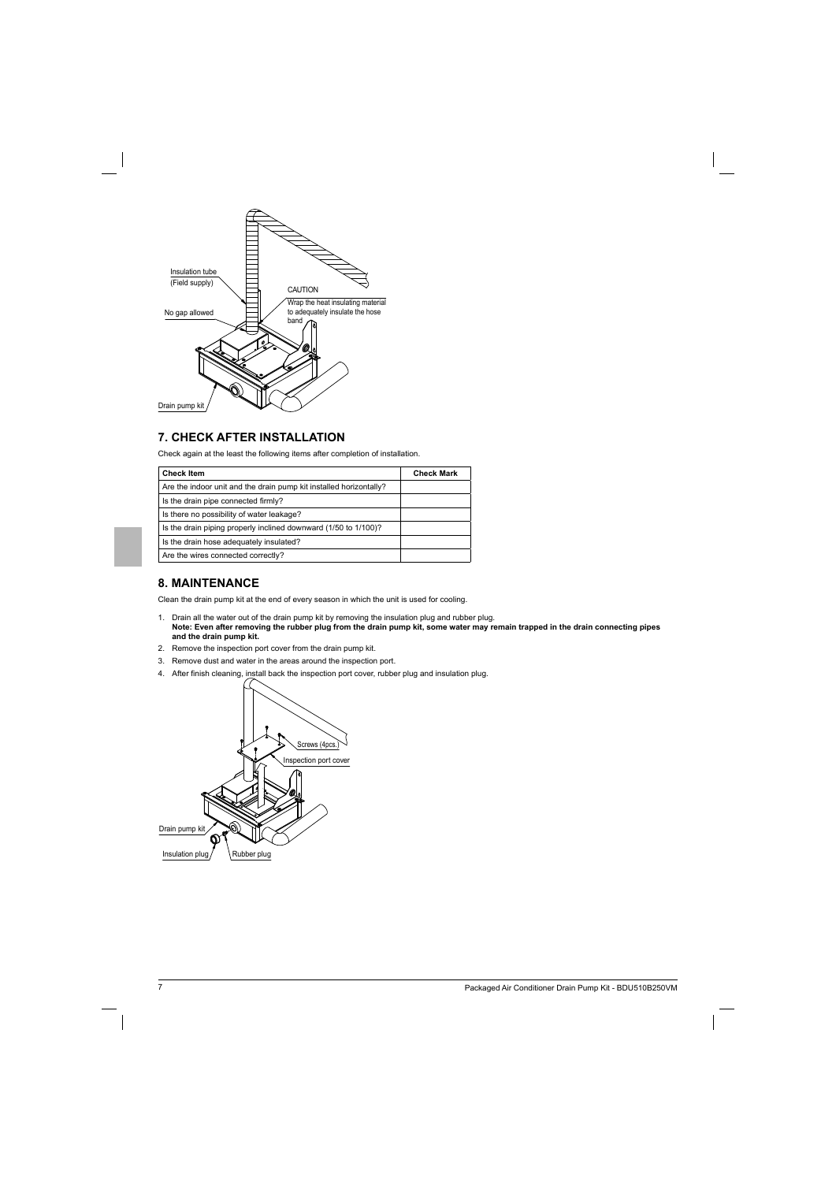Insulation tube (Field supply)

No gap allowed

CAUTION
Wrap the heat insulating material to adequately insulate the hose band

Drain pump kit

## 7. CHECK AFTER INSTALLATION

Check again at the least the following items after completion of installation.

| Check Item | Check Mark |
|---|---|
| Are the indoor unit and the drain pump kit installed horizontally? | |
| Is the drain pipe connected firmly? | |
| Is there no possibility of water leakage? | |
| Is the drain piping properly inclined downward (1/50 to 1/100)? | |
| Is the drain hose adequately insulated? | |
| Are the wires connected correctly? | |

## 8. MAINTENANCE

Clean the drain pump kit at the end of every season in which the unit is used for cooling.

1. Drain all the water out of the drain pump kit by removing the insulation plug and rubber plug.
   **Note: Even after removing the rubber plug from the drain pump kit, some water may remain trapped in the drain connecting pipes and the drain pump kit.**
2. Remove the inspection port cover from the drain pump kit.
3. Remove dust and water in the areas around the inspection port.
4. After finish cleaning, install back the inspection port cover, rubber plug and insulation plug.

Screws (4pcs.)

Inspection port cover

Drain pump kit

Insulation plug

Rubber plug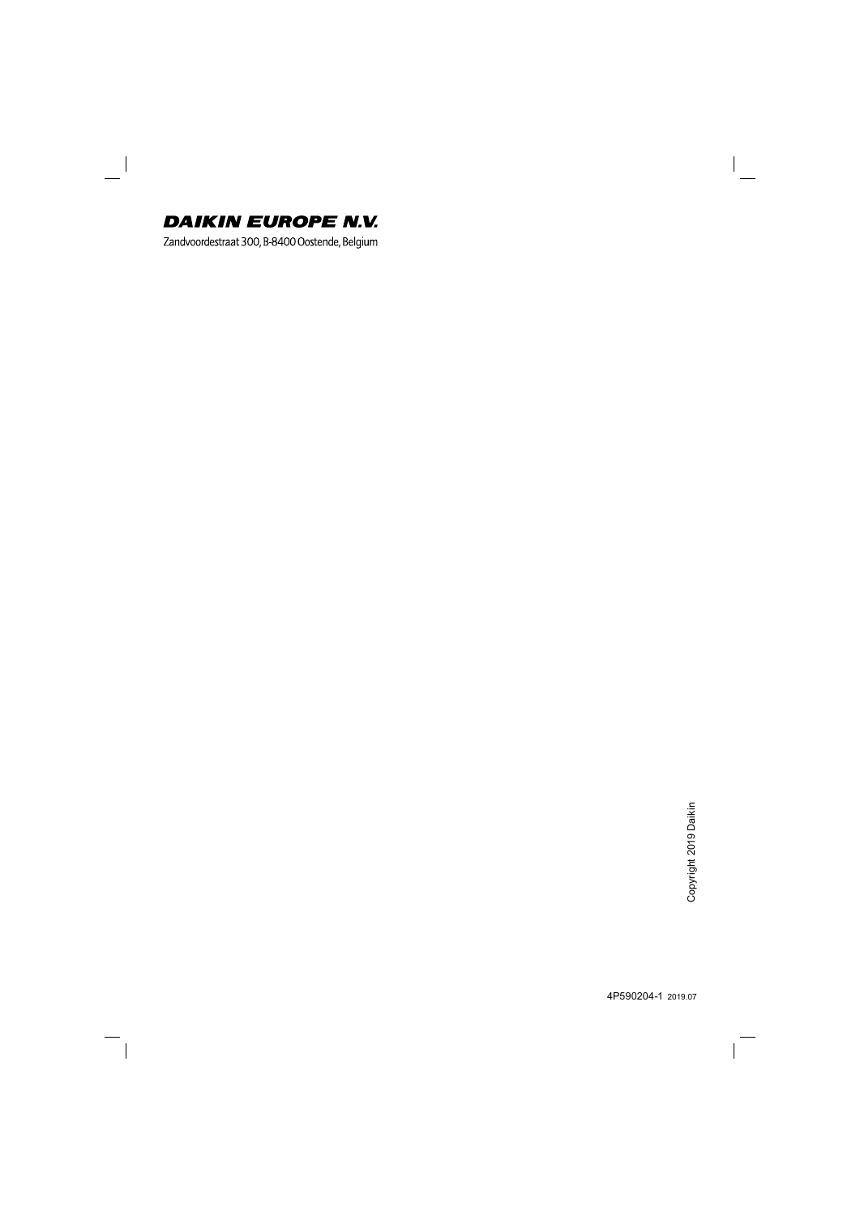**DAIKIN EUROPE N.V.**

Zandvoordestraat 300, B-8400 Oostende, Belgium

Copyright 2019 Daikin

4P590204-1 2019.07